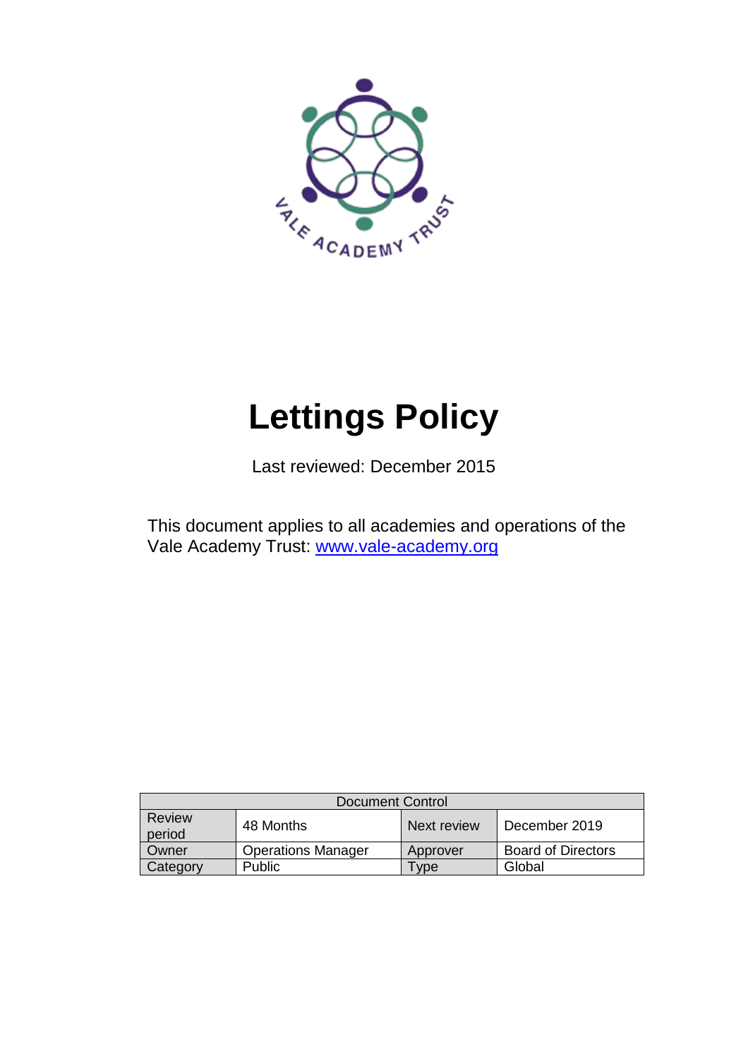VALE ACADEMY TRUST

# Lettings Policy

Last reviewed: December 2015

This document applies to all academies and operations of the Vale Academy Trust: [www.vale-academy.org](http://www.vale-academy.org)

| Document Control | | | |
|---|---|---|---|
| Review period | 48 Months | Next review | December 2019 |
| Owner | Operations Manager | Approver | Board of Directors |
| Category | Public | Type | Global |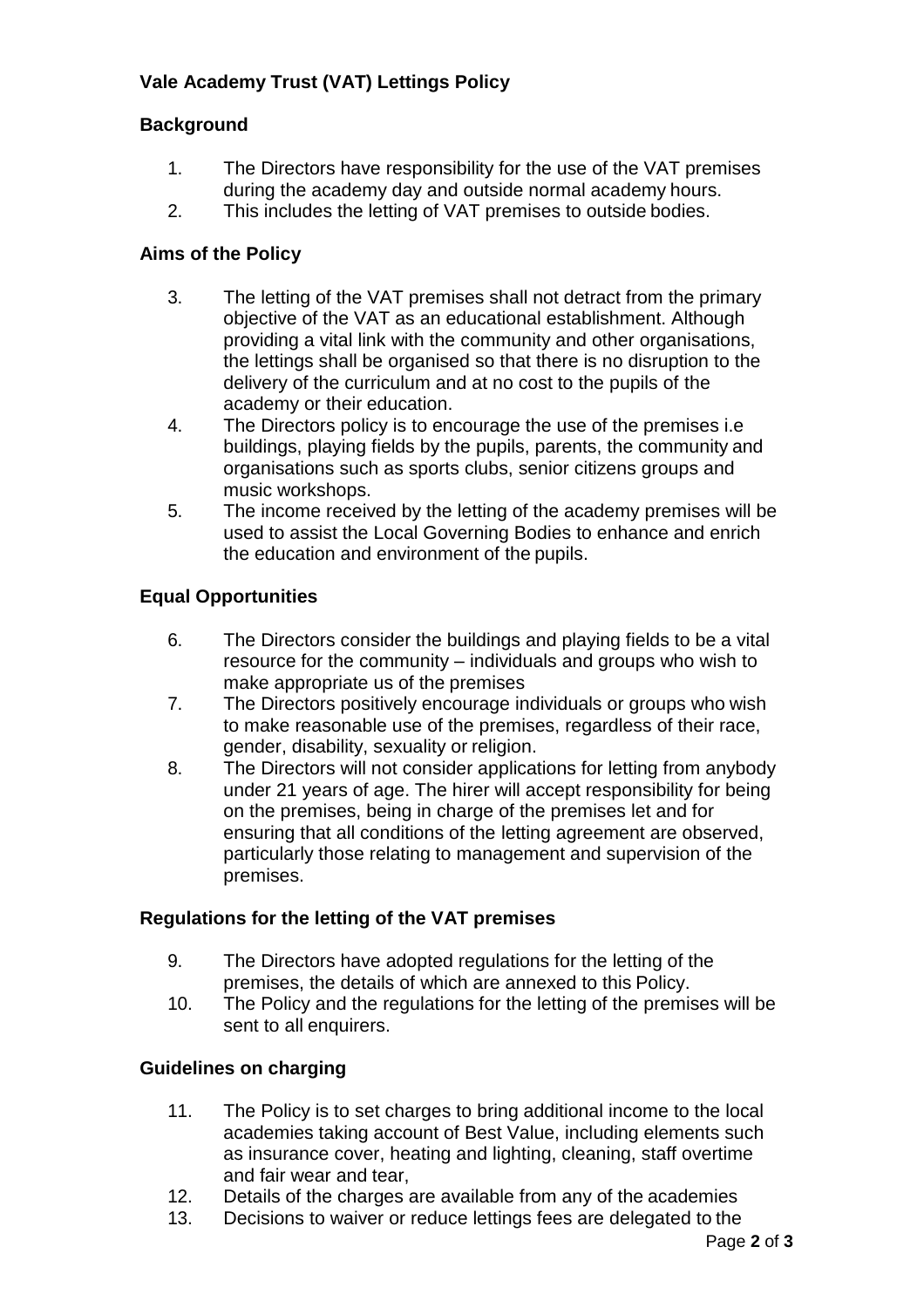# Vale Academy Trust (VAT) Lettings Policy

## Background

1. The Directors have responsibility for the use of the VAT premises during the academy day and outside normal academy hours.
2. This includes the letting of VAT premises to outside bodies.

## Aims of the Policy

3. The letting of the VAT premises shall not detract from the primary objective of the VAT as an educational establishment. Although providing a vital link with the community and other organisations, the lettings shall be organised so that there is no disruption to the delivery of the curriculum and at no cost to the pupils of the academy or their education.
4. The Directors policy is to encourage the use of the premises i.e buildings, playing fields by the pupils, parents, the community and organisations such as sports clubs, senior citizens groups and music workshops.
5. The income received by the letting of the academy premises will be used to assist the Local Governing Bodies to enhance and enrich the education and environment of the pupils.

## Equal Opportunities

6. The Directors consider the buildings and playing fields to be a vital resource for the community – individuals and groups who wish to make appropriate us of the premises
7. The Directors positively encourage individuals or groups who wish to make reasonable use of the premises, regardless of their race, gender, disability, sexuality or religion.
8. The Directors will not consider applications for letting from anybody under 21 years of age. The hirer will accept responsibility for being on the premises, being in charge of the premises let and for ensuring that all conditions of the letting agreement are observed, particularly those relating to management and supervision of the premises.

## Regulations for the letting of the VAT premises

9. The Directors have adopted regulations for the letting of the premises, the details of which are annexed to this Policy.
10. The Policy and the regulations for the letting of the premises will be sent to all enquirers.

## Guidelines on charging

11. The Policy is to set charges to bring additional income to the local academies taking account of Best Value, including elements such as insurance cover, heating and lighting, cleaning, staff overtime and fair wear and tear,
12. Details of the charges are available from any of the academies
13. Decisions to waiver or reduce lettings fees are delegated to the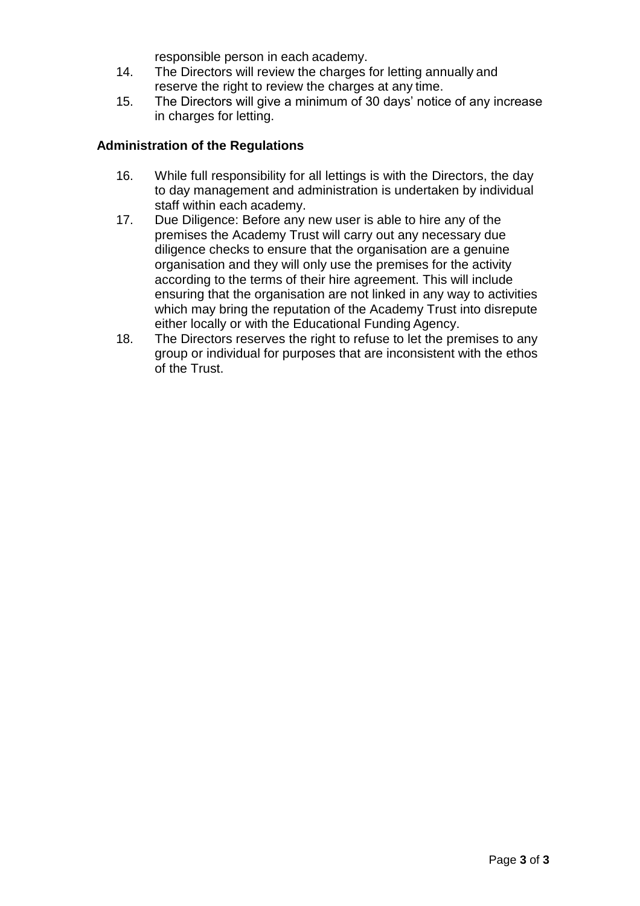responsible person in each academy.

14. The Directors will review the charges for letting annually and reserve the right to review the charges at any time.
15. The Directors will give a minimum of 30 days' notice of any increase in charges for letting.

**Administration of the Regulations**

16. While full responsibility for all lettings is with the Directors, the day to day management and administration is undertaken by individual staff within each academy.
17. Due Diligence: Before any new user is able to hire any of the premises the Academy Trust will carry out any necessary due diligence checks to ensure that the organisation are a genuine organisation and they will only use the premises for the activity according to the terms of their hire agreement. This will include ensuring that the organisation are not linked in any way to activities which may bring the reputation of the Academy Trust into disrepute either locally or with the Educational Funding Agency.
18. The Directors reserves the right to refuse to let the premises to any group or individual for purposes that are inconsistent with the ethos of the Trust.